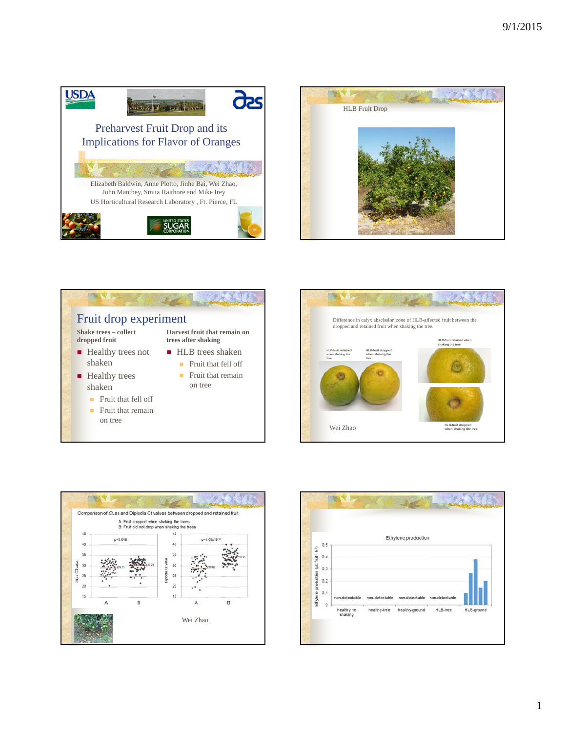# Preharvest Fruit Drop and its Implications for Flavor of Oranges

Elizabeth Baldwin, Anne Plotto, Jinhe Bai, Wei Zhao, John Manthey, Smita Raithore and Mike Irey
US Horticultural Research Laboratory , Ft. Pierce, FL

---

HLB Fruit Drop

---

## Fruit drop experiment

**Shake trees – collect dropped fruit**

- Healthy trees not shaken
- Healthy trees shaken
  - Fruit that fell off
  - Fruit that remain on tree

**Harvest fruit that remain on trees after shaking**

- HLB trees shaken
  - Fruit that fell off
  - Fruit that remain on tree

---

Difference in calyx abscission zone of HLB-affected fruit between the dropped and retained fruit when shaking the tree.

HLB-fruit retained when shaking the tree

HLB-fruit dropped when shaking the tree

HLB-fruit retained when shaking the tree

HLB-fruit dropped when shaking the tree

Wei Zhao

---

Comparison of CLas and Diplodia Ct values between dropped and retained fruit

A: Fruit dropped when shaking the trees
B: Fruit did not drop when shaking the trees

p=0.048

p=4.02x10[-12]

Wei Zhao

---

Ethylene production

| | healthy no shaking | healthy-tree | healthy-ground | HLB-tree | HLB-ground |
|---|---|---|---|---|---|
| Ethylene production | non-detectable | non-detectable | non-detectable | non-detectable | |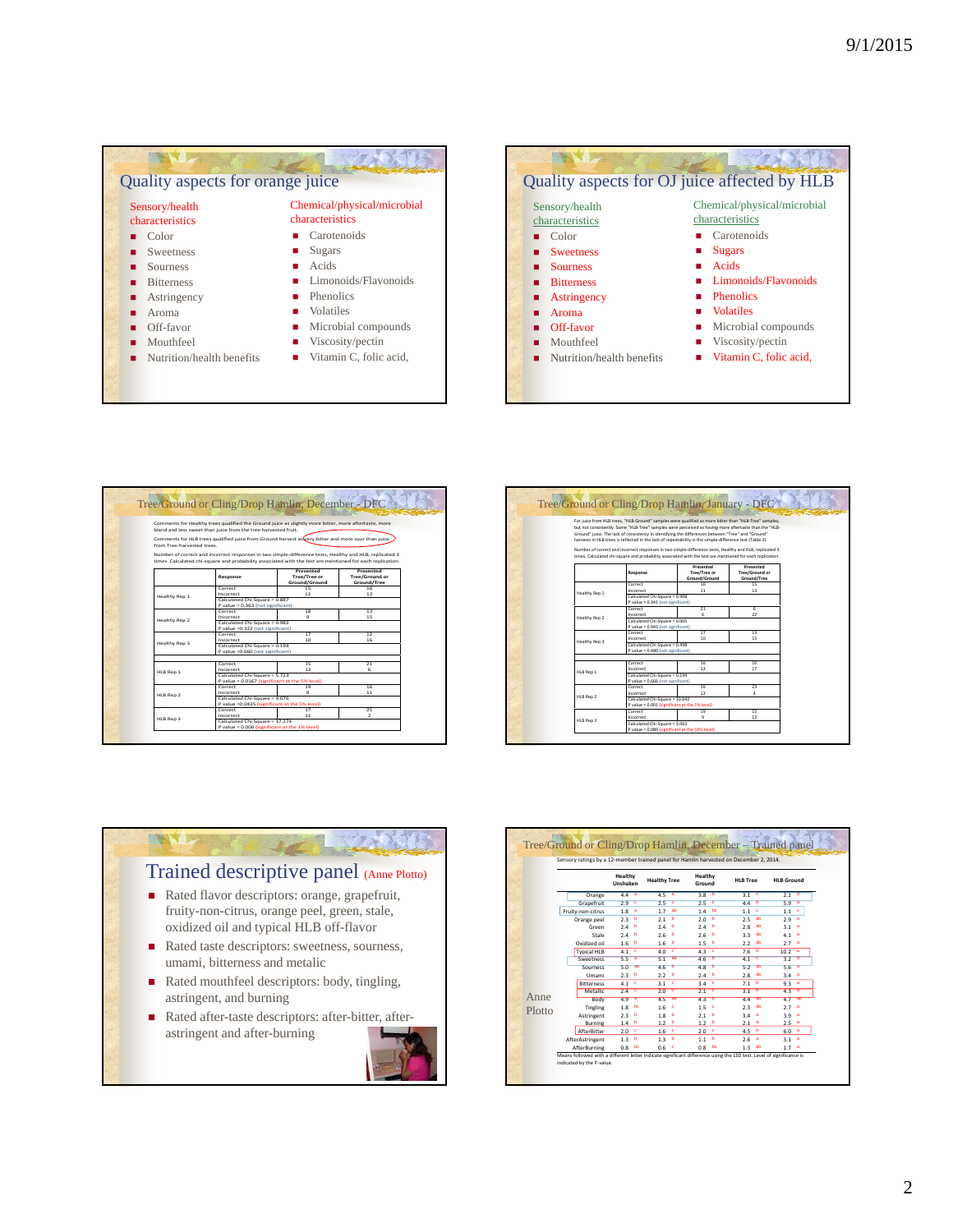## Quality aspects for orange juice

**Sensory/health characteristics**

- Color
- Sweetness
- Sourness
- Bitterness
- Astringency
- Aroma
- Off-favor
- Mouthfeel
- Nutrition/health benefits

**Chemical/physical/microbial characteristics**

- Carotenoids
- Sugars
- Acids
- Limonoids/Flavonoids
- Phenolics
- Volatiles
- Microbial compounds
- Viscosity/pectin
- Vitamin C, folic acid,

## Quality aspects for OJ juice affected by HLB

**Sensory/health characteristics**

- Color
- Sweetness
- Sourness
- Bitterness
- Astringency
- Aroma
- Off-favor
- Mouthfeel
- Nutrition/health benefits

**Chemical/physical/microbial characteristics**

- Carotenoids
- Sugars
- Acids
- Limonoids/Flavonoids
- Phenolics
- Volatiles
- Microbial compounds
- Viscosity/pectin
- Vitamin C, folic acid,

## Tree/Ground or Cling/Drop Hamlin, December - DFC

Comments for Healthy trees qualified the Ground juice as slightly more bitter, more aftertaste, more bland and less sweet than juice from the tree harvested fruit.

Comments for HLB trees qualified juice from Ground harvest as very bitter and more sour than juice from Tree-harvested trees.

Number of correct and incorrect responses in two simple-difference tests, Healthy and HLB, replicated 3 times. Calculated chi-square and probability associated with the test are mentioned for each replication.

| | Response | Presented Tree/Tree or Ground/Ground | Presented Tree/Ground or Ground/Tree |
|---|---|---|---|
| Healthy Rep 1 | Correct | 15 | 16 |
| | Incorrect | 12 | 12 |
| | Calculated Chi-Square = 0.887 | | |
| | P value = 0.363 (not significant) | | |
| Healthy Rep 2 | Correct | 18 | 13 |
| | Incorrect | 9 | 15 |
| | Calculated Chi-Square = 0.982 | | |
| | P value = 0.322 (not significant) | | |
| Healthy Rep 3 | Correct | 17 | 12 |
| | Incorrect | 10 | 16 |
| | Calculated Chi-Square = 0.194 | | |
| | P value = 0.660 (not significant) | | |
| HLB Rep 1 | Correct | 15 | 21 |
| | Incorrect | 13 | 6 |
| | Calculated Chi-Square = 5.723 | | |
| | P value = 0.0167 (significant at the 5% level) | | |
| HLB Rep 2 | Correct | 19 | 16 |
| | Incorrect | 9 | 11 |
| | Calculated Chi-Square = 4.076 | | |
| | P value = 0.0435 (significant at the 5% level) | | |
| HLB Rep 3 | Correct | 17 | 25 |
| | Incorrect | 11 | 2 |
| | Calculated Chi-Square = 17.274 | | |
| | P value = 0.000 (significant at the 1% level) | | |

## Tree/Ground or Cling/Drop Hamlin, January - DFC

For juice from HLB trees, "HLB-Ground" samples were qualified as more bitter than "HLB-Tree" samples, but not consistently. Some "HLB-Tree" samples were perceived as having more aftertaste than the "HLB-Ground" juice. The lack of consistency in identifying the differences between "Tree" and "Ground" harvests in HLB trees is reflected in the lack of repeatability in the simple-difference test (Table 2).

Number of correct and incorrect responses in two simple-difference tests, Healthy and HLB, replicated 3 times. Calculated chi-square and probability associated with the test are mentioned for each replication.

| | Response | Presented Tree/Tree or Ground/Ground | Presented Tree/Ground or Ground/Tree |
|---|---|---|---|
| Healthy Rep 1 | Correct | 16 | 15 |
| | Incorrect | 11 | 13 |
| | Calculated Chi-Square = 0.908 | | |
| | P value = 0.341 (not significant) | | |
| Healthy Rep 2 | Correct | 21 | 6 |
| | Incorrect | 6 | 22 |
| | Calculated Chi-Square = 0.005 | | |
| | P value = 0.943 (not significant) | | |
| Healthy Rep 3 | Correct | 17 | 13 |
| | Incorrect | 10 | 15 |
| | Calculated Chi-Square = 0.498 | | |
| | P value = 0.480 (not significant) | | |
| HLB Rep 1 | Correct | 16 | 10 |
| | Incorrect | 12 | 17 |
| | Calculated Chi-Square = 0.194 | | |
| | P value = 0.666 (not significant) | | |
| HLB Rep 2 | Correct | 16 | 23 |
| | Incorrect | 12 | 4 |
| | Calculated Chi-Square = 10.642 | | |
| | P value = 0.001 (significant at the 1% level) | | |
| HLB Rep 3 | Correct | 19 | 15 |
| | Incorrect | 9 | 12 |
| | Calculated Chi-Square = 3.063 | | |
| | P value = 0.080 (significant at the 10% level) | | |

## Trained descriptive panel (Anne Plotto)

- Rated flavor descriptors: orange, grapefruit, fruity-non-citrus, orange peel, green, stale, oxidized oil and typical HLB off-flavor
- Rated taste descriptors: sweetness, sourness, umami, bitterness and metallic
- Rated mouthfeel descriptors: body, tingling, astringent, and burning
- Rated after-taste descriptors: after-bitter, after-astringent and after-burning

## Tree/Ground or Cling/Drop Hamlin, December – Trained panel

Anne Plotto

Sensory ratings by a 12-member trained panel for Hamlin harvested on December 2, 2014.

| | Healthy Unshaken | Healthy Tree | Healthy Ground | HLB Tree | HLB Ground |
|---|---|---|---|---|---|
| Orange | 4.4 a | 4.5 a | 3.8 b | 3.1 c | 2.1 d |
| Grapefruit | 2.9 c | 2.5 c | 2.5 c | 4.4 b | 5.9 a |
| Fruity-non-citrus | 1.8 a | 1.7 ab | 1.4 bc | 1.1 c | 1.1 c |
| Orange peel | 2.3 b | 2.1 b | 2.0 b | 2.5 ab | 2.9 a |
| Green | 2.4 b | 2.4 b | 2.4 b | 2.8 ab | 3.1 a |
| Stale | 2.4 b | 2.6 b | 2.6 b | 3.3 ab | 4.1 a |
| Oxidized oil | 1.6 b | 1.6 b | 1.5 b | 2.2 ab | 2.7 a |
| Typical HLB | 4.1 c | 4.0 c | 4.3 c | 7.6 b | 10.2 a |
| Sweetness | 5.5 a | 5.1 ab | 4.6 b | 4.1 c | 3.2 d |
| Sourness | 5.0 ab | 4.6 b | 4.8 b | 5.2 ab | 5.6 a |
| Umami | 2.3 b | 2.2 b | 2.4 b | 2.8 ab | 3.4 a |
| Bitterness | 4.1 c | 3.1 c | 3.4 c | 7.1 b | 9.3 a |
| Metallic | 2.4 c | 2.0 c | 2.1 c | 3.1 b | 4.3 a |
| Body | 4.9 a | 4.5 ab | 4.3 b | 4.4 ab | 4.7 ab |
| Tingling | 1.8 bc | 1.6 c | 1.5 c | 2.3 ab | 2.7 a |
| Astringent | 2.3 b | 1.8 b | 2.1 b | 3.4 a | 3.9 a |
| Burning | 1.4 b | 1.2 b | 1.2 b | 2.1 a | 2.5 a |
| AfterBitter | 2.0 c | 1.6 c | 2.0 c | 4.5 b | 6.0 a |
| AfterAstringent | 1.3 b | 1.3 b | 1.1 b | 2.6 a | 3.1 a |
| AfterBurning | 0.8 bc | 0.6 c | 0.8 bc | 1.3 ab | 1.7 a |

Means followed with a different letter indicate significant difference using the LSD test. Level of significance is indicated by the P-value.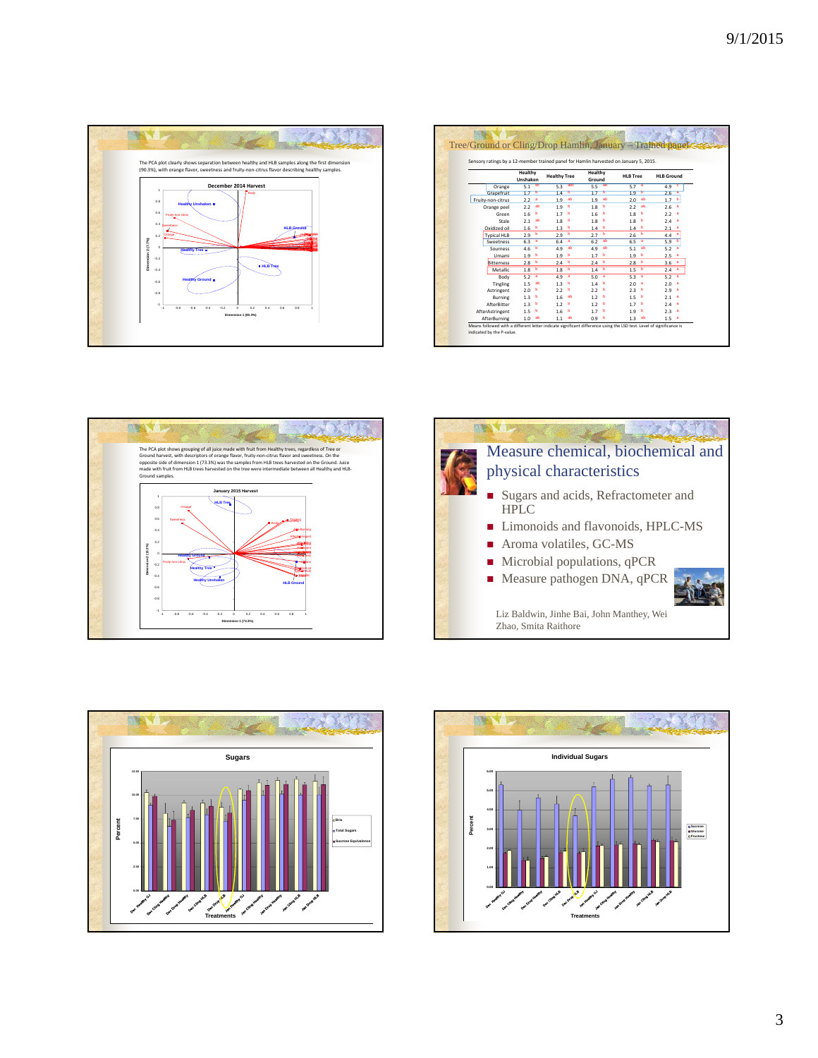The PCA plot clearly shows separation between healthy and HLB samples along the first dimension (90.3%), with orange flavor, sweetness and fruity-non-citrus flavor describing healthy samples.

December 2014 Harvest

## Tree/Ground or Cling/Drop Hamlin, January – Trained panel

Sensory ratings by a 12-member trained panel for Hamlin harvested on January 5, 2015.

| | Healthy Unshaken | | Healthy Tree | | Healthy Ground | | HLB Tree | | HLB Ground | |
|---|---|---|---|---|---|---|---|---|---|---|
| Orange | 5.1 | bc | 5.3 | abc | 5.5 | ab | 5.7 | a | 4.9 | c |
| Grapefruit | 1.7 | b | 1.4 | b | 1.7 | b | 1.9 | b | 2.6 | a |
| Fruity-non-citrus | 2.2 | a | 1.9 | ab | 1.9 | ab | 2.0 | ab | 1.7 | b |
| Orange peel | 2.2 | ab | 1.9 | b | 1.8 | b | 2.2 | ab | 2.6 | a |
| Green | 1.6 | b | 1.7 | b | 1.6 | b | 1.8 | b | 2.2 | a |
| Stale | 2.1 | ab | 1.8 | b | 1.8 | b | 1.8 | b | 2.4 | a |
| Oxidized oil | 1.6 | b | 1.3 | b | 1.4 | b | 1.4 | b | 2.1 | a |
| Typical HLB | 2.9 | b | 2.9 | b | 2.7 | b | 2.6 | b | 4.4 | a |
| Sweetness | 6.3 | a | 6.4 | a | 6.2 | ab | 6.5 | a | 5.9 | b |
| Sourness | 4.6 | b | 4.9 | ab | 4.9 | ab | 5.1 | ab | 5.2 | a |
| Umami | 1.9 | b | 1.9 | b | 1.7 | b | 1.9 | b | 2.5 | a |
| Bitterness | 2.8 | b | 2.4 | b | 2.4 | b | 2.8 | b | 3.6 | a |
| Metallic | 1.8 | b | 1.8 | b | 1.4 | b | 1.5 | b | 2.4 | a |
| Body | 5.2 | a | 4.9 | a | 5.0 | a | 5.3 | a | 5.2 | a |
| Tingling | 1.5 | ab | 1.3 | b | 1.4 | b | 2.0 | a | 2.0 | a |
| Astringent | 2.0 | b | 2.2 | b | 2.2 | b | 2.3 | b | 2.9 | a |
| Burning | 1.3 | b | 1.6 | ab | 1.2 | b | 1.5 | b | 2.1 | a |
| AfterBitter | 1.3 | b | 1.2 | b | 1.2 | b | 1.7 | b | 2.4 | a |
| AfterAstringent | 1.5 | b | 1.6 | b | 1.7 | b | 1.9 | b | 2.3 | a |
| AfterBurning | 1.0 | ab | 1.1 | ab | 0.9 | b | 1.3 | ab | 1.5 | a |

Means followed with a different letter indicate significant difference using the LSD test. Level of significance is indicated by the P-value.

The PCA plot shows grouping of all juice made with fruit from Healthy trees, regardless of Tree or Ground harvest, with descriptors of orange flavor, fruity-non-citrus flavor and sweetness. On the opposite side of dimension 1 (73.3%) was the samples from HLB trees harvested on the Ground. Juice made with fruit from HLB trees harvested on the tree were intermediate between all Healthy and HLB-Ground samples.

January 2015 Harvest

## Measure chemical, biochemical and physical characteristics

- Sugars and acids, Refractometer and HPLC
- Limonoids and flavonoids, HPLC-MS
- Aroma volatiles, GC-MS
- Microbial populations, qPCR
- Measure pathogen DNA, qPCR

Liz Baldwin, Jinhe Bai, John Manthey, Wei Zhao, Smita Raithore

Sugars

Individual Sugars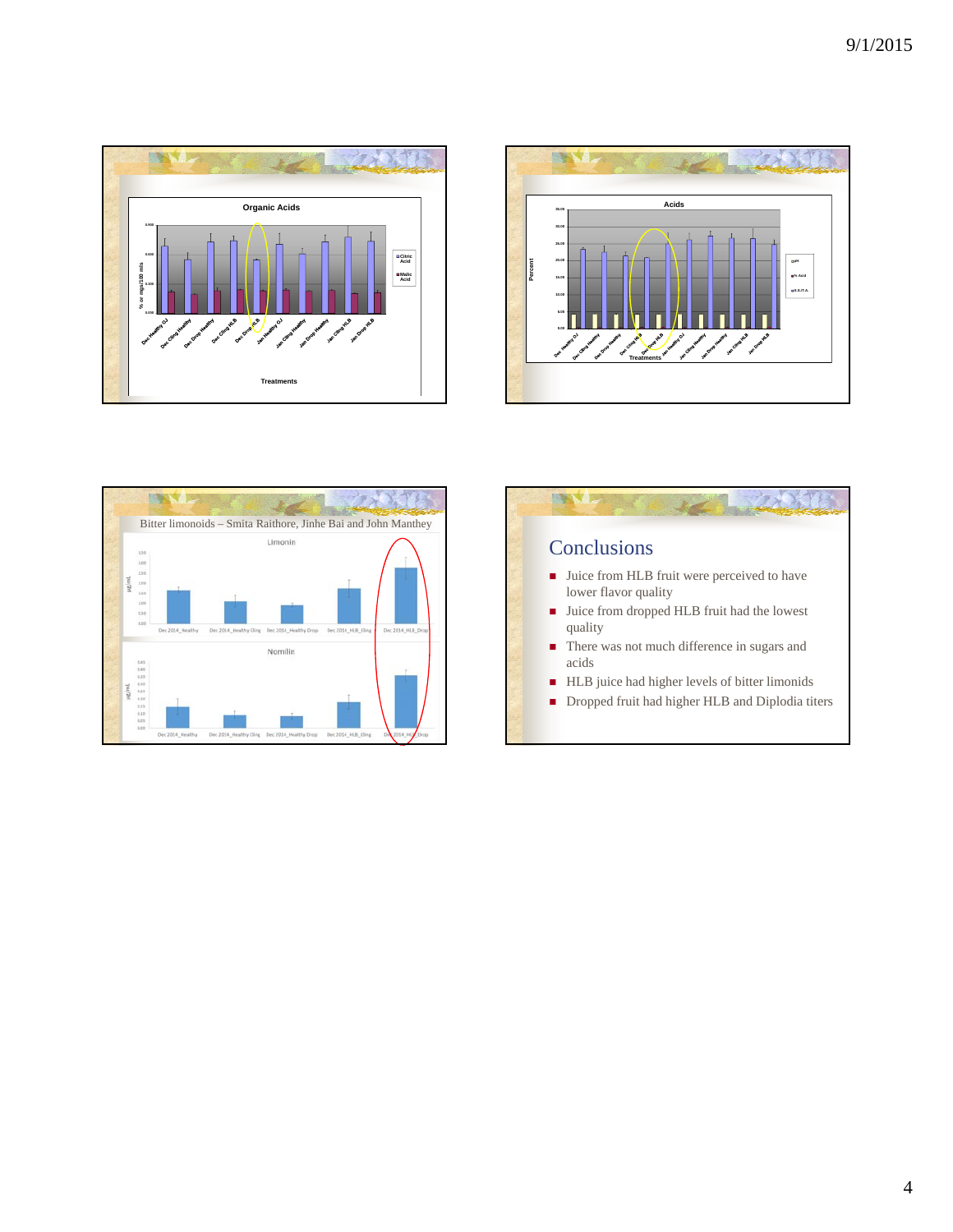Organic Acids

0.900
0.600
0.300
0.000

% or mgs/100 mls

Citric Acid
Malic Acid

Dec Healthy OJ
Dec Cling Healthy
Dec Drop Healthy
Dec Cling HLB
Dec Drop HLB
Jan Healthy OJ
Jan Cling Healthy
Jan Drop Healthy
Jan Cling HLB
Jan Drop HLB

Treatments

Acids

35.00
30.00
25.00
20.00
15.00
10.00
5.00
0.00

Percent

pH
% Acid
S.S./T.A.

Dec Healthy OJ
Dec Cling Healthy
Dec Drop Healthy
Dec Cling HLB
Dec Drop HLB
Jan Healthy OJ
Jan Cling Healthy
Jan Drop Healthy
Jan Cling HLB
Jan Drop HLB

Treatments

Bitter limonoids – Smita Raithore, Jinhe Bai and John Manthey

Limonin

μg/mL

Dec 2014_Healthy
Dec 2014_Healthy Cling
Dec 2014_Healthy Drop
Dec 2014_HLB_Cling
Dec 2014_HLB_Drop

Nomilin

μg/mL

Dec 2014_Healthy
Dec 2014_Healthy Cling
Dec 2014_Healthy Drop
Dec 2014_HLB_Cling
Dec 2014_HLB_Drop

## Conclusions

- Juice from HLB fruit were perceived to have lower flavor quality
- Juice from dropped HLB fruit had the lowest quality
- There was not much difference in sugars and acids
- HLB juice had higher levels of bitter limonids
- Dropped fruit had higher HLB and Diplodia titers